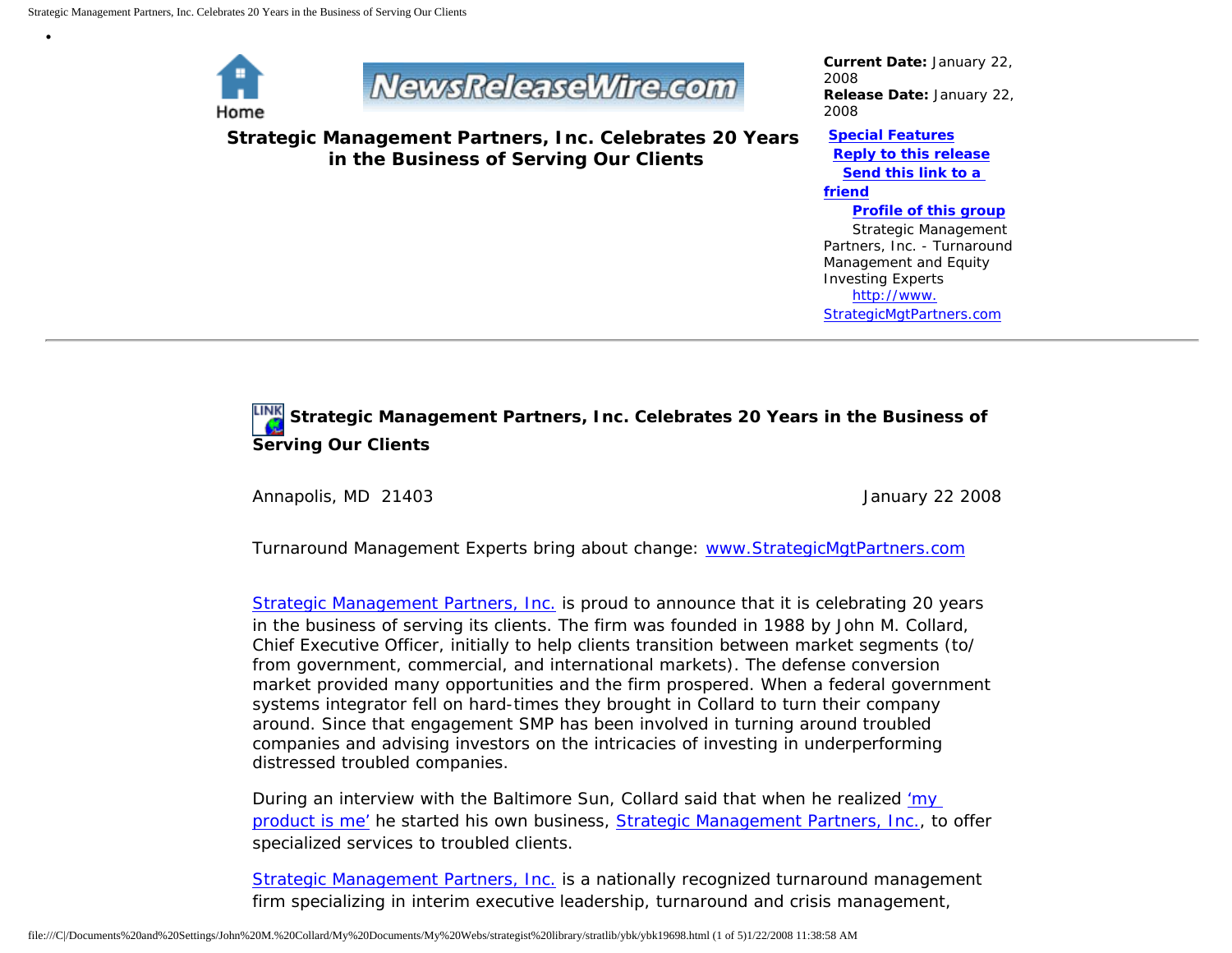Home

NewsReleaseWire.com

**Current Date:** January 22, 2008
**Release Date:** January 22, 2008

# Strategic Management Partners, Inc. Celebrates 20 Years in the Business of Serving Our Clients

**Special Features**
**Reply to this release**
**Send this link to a friend**
**Profile of this group**

Strategic Management Partners, Inc. - Turnaround Management and Equity Investing Experts
http://www.StrategicMgtPartners.com

---

## Strategic Management Partners, Inc. Celebrates 20 Years in the Business of Serving Our Clients

Annapolis, MD 21403 January 22 2008

Turnaround Management Experts bring about change: www.StrategicMgtPartners.com

Strategic Management Partners, Inc. is proud to announce that it is celebrating 20 years in the business of serving its clients. The firm was founded in 1988 by John M. Collard, Chief Executive Officer, initially to help clients transition between market segments (to/from government, commercial, and international markets). The defense conversion market provided many opportunities and the firm prospered. When a federal government systems integrator fell on hard-times they brought in Collard to turn their company around. Since that engagement SMP has been involved in turning around troubled companies and advising investors on the intricacies of investing in underperforming distressed troubled companies.

During an interview with the Baltimore Sun, Collard said that when he realized 'my product is me' he started his own business, Strategic Management Partners, Inc., to offer specialized services to troubled clients.

Strategic Management Partners, Inc. is a nationally recognized turnaround management firm specializing in interim executive leadership, turnaround and crisis management,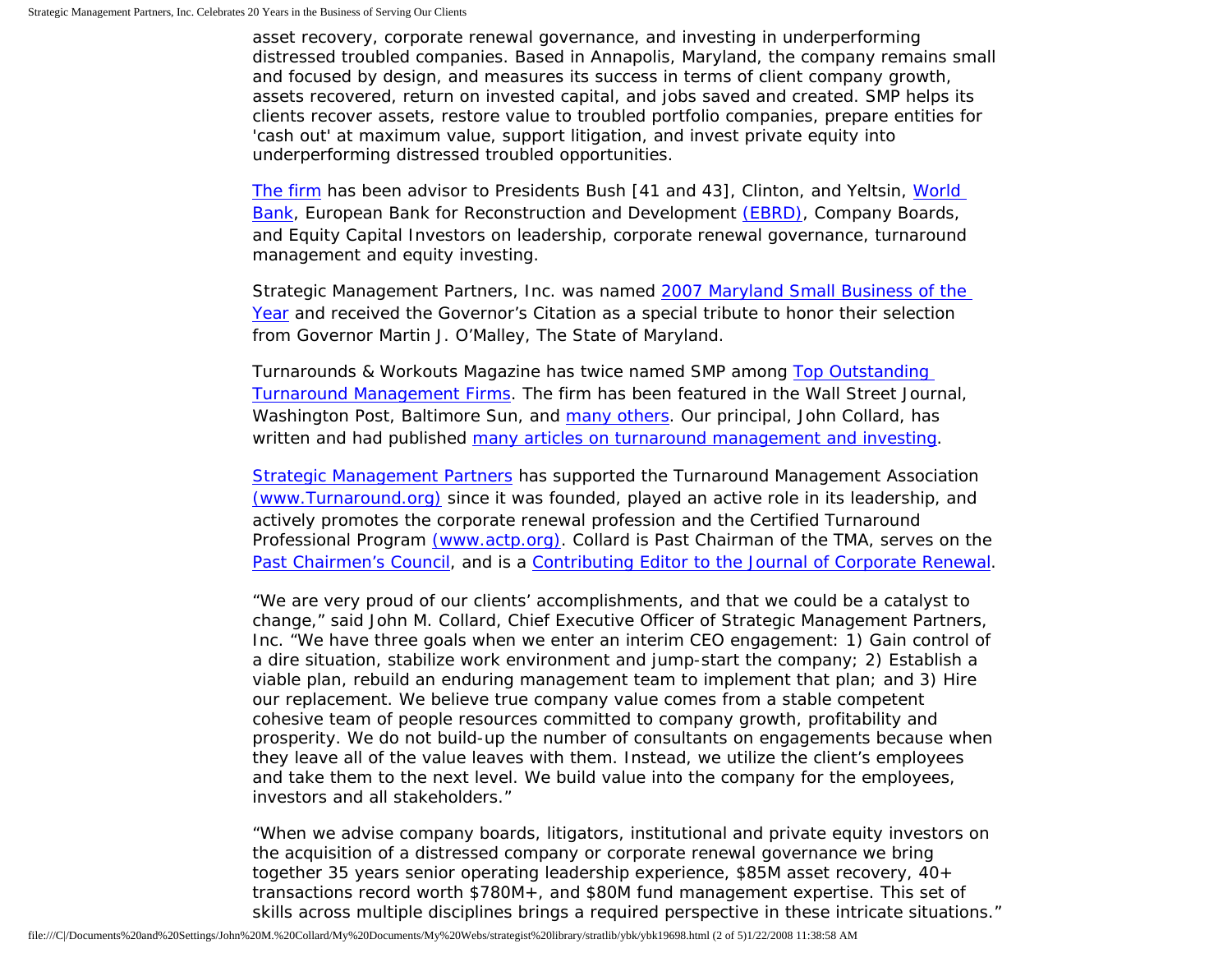asset recovery, corporate renewal governance, and investing in underperforming distressed troubled companies. Based in Annapolis, Maryland, the company remains small and focused by design, and measures its success in terms of client company growth, assets recovered, return on invested capital, and jobs saved and created. SMP helps its clients recover assets, restore value to troubled portfolio companies, prepare entities for 'cash out' at maximum value, support litigation, and invest private equity into underperforming distressed troubled opportunities.

The firm has been advisor to Presidents Bush [41 and 43], Clinton, and Yeltsin, World Bank, European Bank for Reconstruction and Development (EBRD), Company Boards, and Equity Capital Investors on leadership, corporate renewal governance, turnaround management and equity investing.

Strategic Management Partners, Inc. was named 2007 Maryland Small Business of the Year and received the Governor's Citation as a special tribute to honor their selection from Governor Martin J. O'Malley, The State of Maryland.

Turnarounds & Workouts Magazine has twice named SMP among Top Outstanding Turnaround Management Firms. The firm has been featured in the Wall Street Journal, Washington Post, Baltimore Sun, and many others. Our principal, John Collard, has written and had published many articles on turnaround management and investing.

Strategic Management Partners has supported the Turnaround Management Association (www.Turnaround.org) since it was founded, played an active role in its leadership, and actively promotes the corporate renewal profession and the Certified Turnaround Professional Program (www.actp.org). Collard is Past Chairman of the TMA, serves on the Past Chairmen's Council, and is a Contributing Editor to the Journal of Corporate Renewal.

"We are very proud of our clients' accomplishments, and that we could be a catalyst to change," said John M. Collard, Chief Executive Officer of Strategic Management Partners, Inc. "We have three goals when we enter an interim CEO engagement: 1) Gain control of a dire situation, stabilize work environment and jump-start the company; 2) Establish a viable plan, rebuild an enduring management team to implement that plan; and 3) Hire our replacement. We believe true company value comes from a stable competent cohesive team of people resources committed to company growth, profitability and prosperity. We do not build-up the number of consultants on engagements because when they leave all of the value leaves with them. Instead, we utilize the client's employees and take them to the next level. We build value into the company for the employees, investors and all stakeholders."

"When we advise company boards, litigators, institutional and private equity investors on the acquisition of a distressed company or corporate renewal governance we bring together 35 years senior operating leadership experience, $85M asset recovery, 40+ transactions record worth $780M+, and $80M fund management expertise. This set of skills across multiple disciplines brings a required perspective in these intricate situations."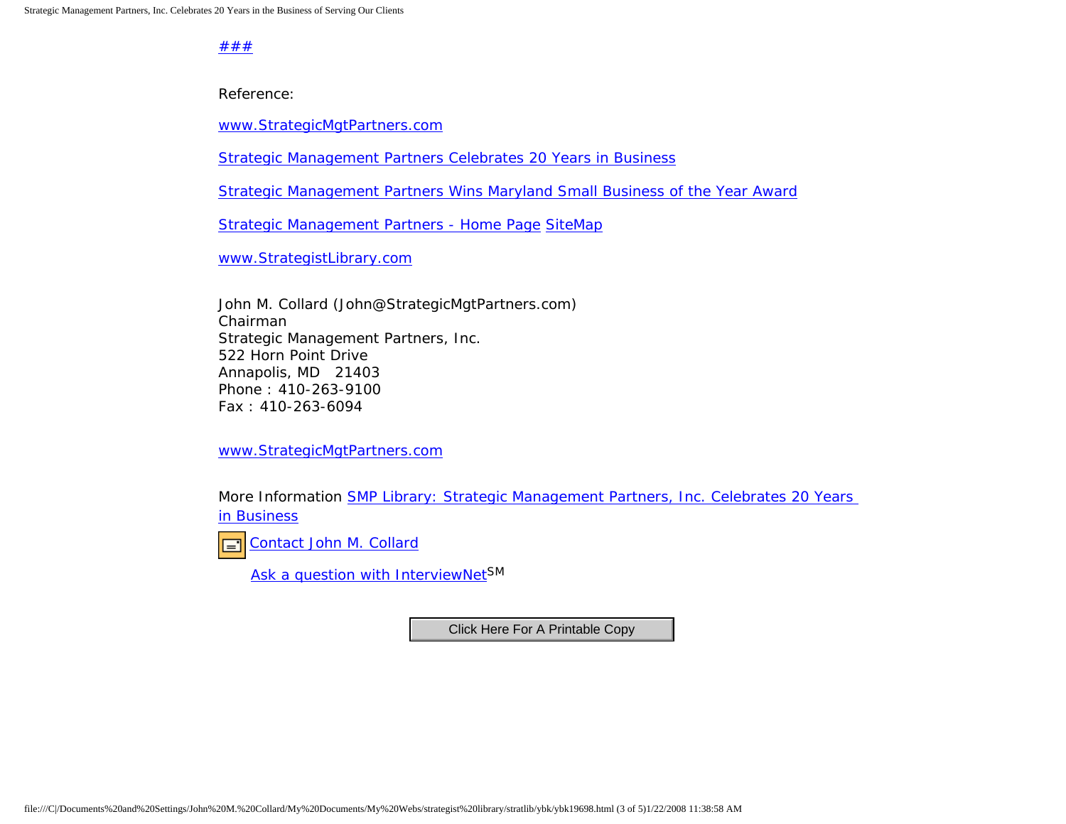###

Reference:

www.StrategicMgtPartners.com

Strategic Management Partners Celebrates 20 Years in Business

Strategic Management Partners Wins Maryland Small Business of the Year Award

Strategic Management Partners - Home Page SiteMap

www.StrategistLibrary.com

John M. Collard (John@StrategicMgtPartners.com)
Chairman
Strategic Management Partners, Inc.
522 Horn Point Drive
Annapolis, MD 21403
Phone : 410-263-9100
Fax : 410-263-6094

www.StrategicMgtPartners.com

More Information SMP Library: Strategic Management Partners, Inc. Celebrates 20 Years in Business

Contact John M. Collard

Ask a question with InterviewNet[SM]

Click Here For A Printable Copy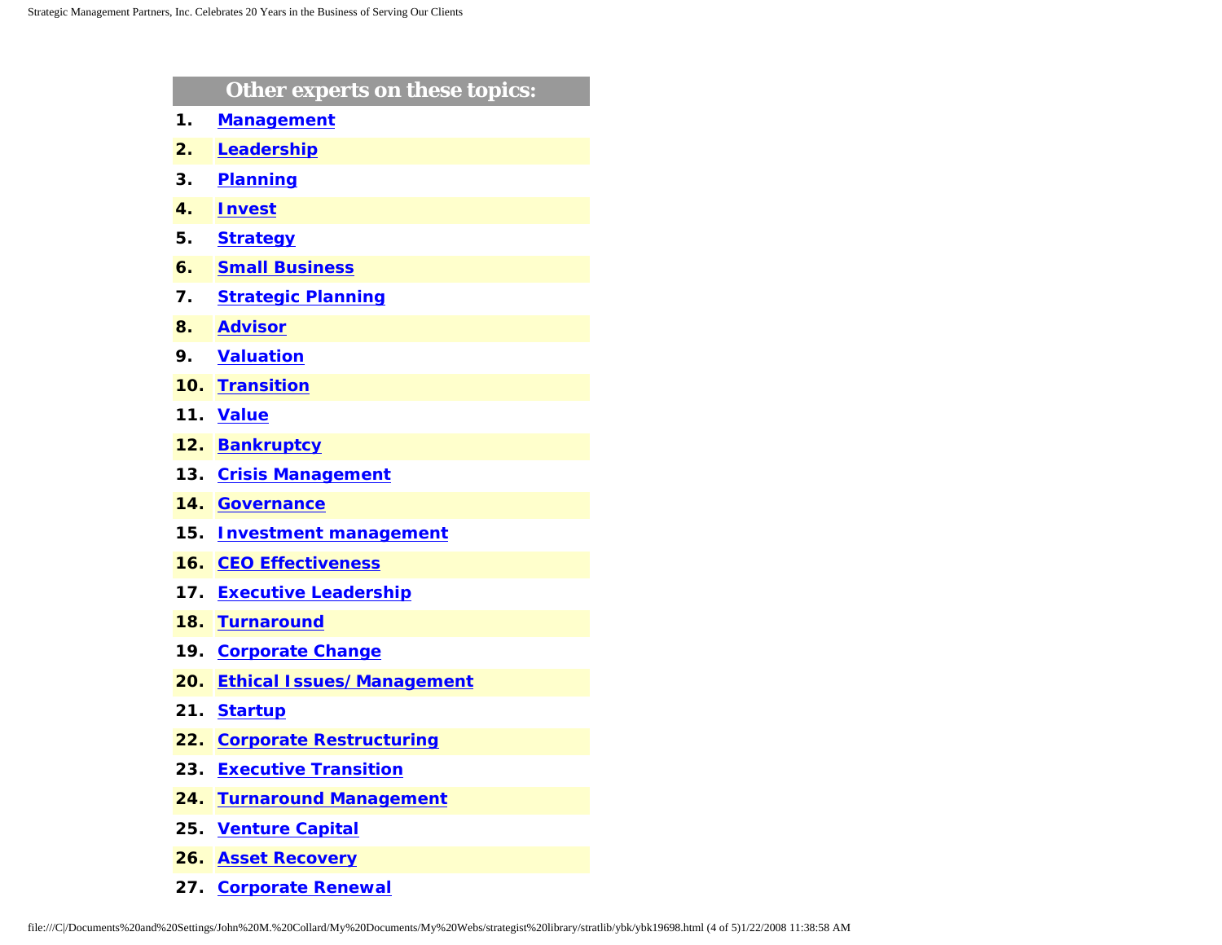## Other experts on these topics:

1. **Management**
2. **Leadership**
3. **Planning**
4. **Invest**
5. **Strategy**
6. **Small Business**
7. **Strategic Planning**
8. **Advisor**
9. **Valuation**
10. **Transition**
11. **Value**
12. **Bankruptcy**
13. **Crisis Management**
14. **Governance**
15. **Investment management**
16. **CEO Effectiveness**
17. **Executive Leadership**
18. **Turnaround**
19. **Corporate Change**
20. **Ethical Issues/Management**
21. **Startup**
22. **Corporate Restructuring**
23. **Executive Transition**
24. **Turnaround Management**
25. **Venture Capital**
26. **Asset Recovery**
27. **Corporate Renewal**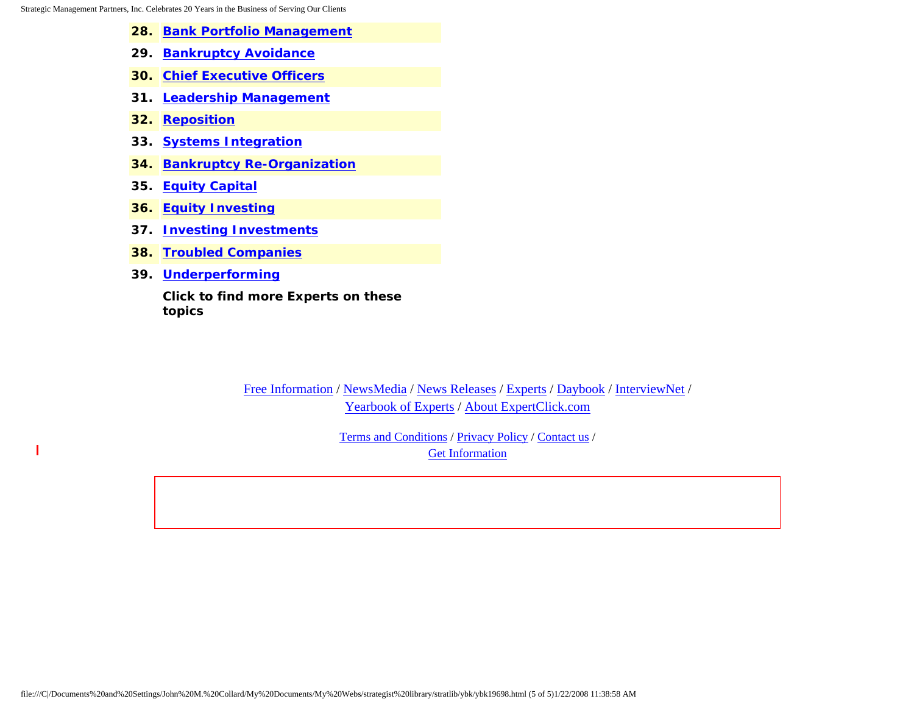28. **Bank Portfolio Management**
29. **Bankruptcy Avoidance**
30. **Chief Executive Officers**
31. **Leadership Management**
32. **Reposition**
33. **Systems Integration**
34. **Bankruptcy Re-Organization**
35. **Equity Capital**
36. **Equity Investing**
37. **Investing Investments**
38. **Troubled Companies**
39. **Underperforming**

**Click to find more Experts on these topics**

Free Information / NewsMedia / News Releases / Experts / Daybook / InterviewNet / Yearbook of Experts / About ExpertClick.com

Terms and Conditions / Privacy Policy / Contact us / Get Information